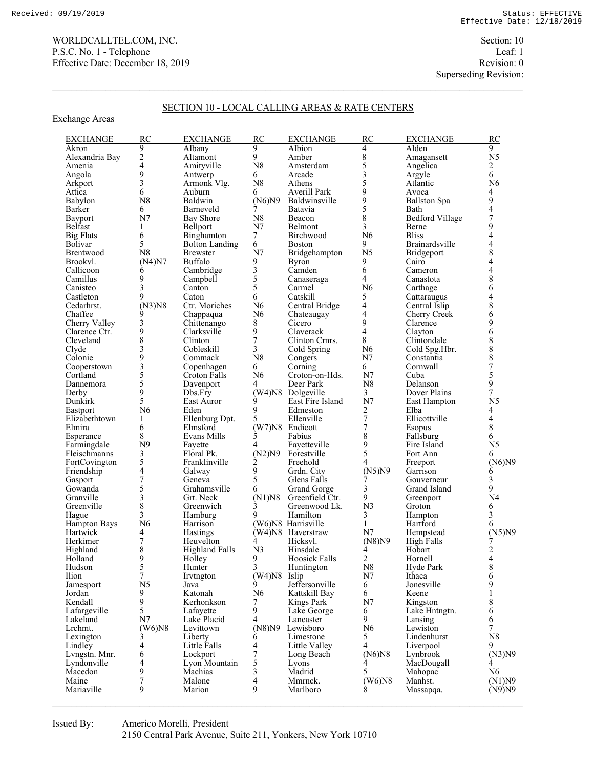Received: 09/19/2019 Status: EFFECTIVE
Effective Date: 12/18/2019

WORLDCALLTEL.COM, INC.
P.S.C. No. 1 - Telephone
Effective Date: December 18, 2019

Section: 10
Leaf: 1
Revision: 0
Superseding Revision:

## SECTION 10 - LOCAL CALLING AREAS & RATE CENTERS

Exchange Areas

| EXCHANGE | RC | EXCHANGE | RC | EXCHANGE | RC | EXCHANGE | RC |
|---|---|---|---|---|---|---|---|
| Akron | 9 | Albany | 9 | Albion | 4 | Alden | 9 |
| Alexandria Bay | 2 | Altamont | 9 | Amber | 8 | Amagansett | N5 |
| Amenia | 4 | Amityville | N8 | Amsterdam | 5 | Angelica | 2 |
| Angola | 9 | Antwerp | 6 | Arcade | 3 | Argyle | 6 |
| Arkport | 3 | Armonk Vlg. | N8 | Athens | 5 | Atlantic | N6 |
| Attica | 6 | Auburn | 6 | Averill Park | 9 | Avoca | 4 |
| Babylon | N8 | Baldwin | (N6)N9 | Baldwinsville | 9 | Ballston Spa | 9 |
| Barker | 6 | Barneveld | 7 | Batavia | 5 | Bath | 4 |
| Bayport | N7 | Bay Shore | N8 | Beacon | 8 | Bedford Village | 7 |
| Belfast | 1 | Bellport | N7 | Belmont | 3 | Berne | 9 |
| Big Flats | 6 | Binghamton | 7 | Birchwood | N6 | Bliss | 4 |
| Bolivar | 5 | Bolton Landing | 6 | Boston | 9 | Brainardsville | 4 |
| Brentwood | N8 | Brewster | N7 | Bridgehampton | N5 | Bridgeport | 8 |
| Brookvl. | (N4)N7 | Buffalo | 9 | Byron | 9 | Cairo | 4 |
| Callicoon | 6 | Cambridge | 3 | Camden | 6 | Cameron | 4 |
| Camillus | 9 | Campbell | 5 | Canaseraga | 4 | Canastota | 8 |
| Canisteo | 3 | Canton | 5 | Carmel | N6 | Carthage | 6 |
| Castleton | 9 | Caton | 6 | Catskill | 5 | Cattaraugus | 4 |
| Cedarhrst. | (N3)N8 | Ctr. Moriches | N6 | Central Bridge | 4 | Central Islip | 8 |
| Chaffee | 9 | Chappaqua | N6 | Chateaugay | 4 | Cherry Creek | 6 |
| Cherry Valley | 3 | Chittenango | 8 | Cicero | 9 | Clarence | 9 |
| Clarence Ctr. | 9 | Clarksville | 9 | Claverack | 4 | Clayton | 6 |
| Cleveland | 8 | Clinton | 7 | Clinton Crnrs. | 8 | Clintondale | 8 |
| Clyde | 3 | Cobleskill | 3 | Cold Spring | N6 | Cold Spg.Hbr. | 8 |
| Colonie | 9 | Commack | N8 | Congers | N7 | Constantia | 8 |
| Cooperstown | 3 | Copenhagen | 6 | Corning | 6 | Cornwall | 7 |
| Cortland | 5 | Croton Falls | N6 | Croton-on-Hds. | N7 | Cuba | 5 |
| Dannemora | 5 | Davenport | 4 | Deer Park | N8 | Delanson | 9 |
| Derby | 9 | Dbs.Fry | (W4)N8 | Dolgeville | 3 | Dover Plains | 7 |
| Dunkirk | 5 | East Auror | 9 | East Fire Island | N7 | East Hampton | N5 |
| Eastport | N6 | Eden | 9 | Edmeston | 2 | Elba | 4 |
| Elizabethtown | 1 | Ellenburg Dpt. | 5 | Ellenville | 7 | Ellicottville | 4 |
| Elmira | 6 | Elmsford | (W7)N8 | Endicott | 7 | Esopus | 8 |
| Esperance | 8 | Evans Mills | 5 | Fabius | 8 | Fallsburg | 6 |
| Farmingdale | N9 | Fayette | 4 | Fayetteville | 9 | Fire Island | N5 |
| Fleischmanns | 3 | Floral Pk. | (N2)N9 | Forestville | 5 | Fort Ann | 6 |
| FortCovington | 5 | Franklinville | 2 | Freehold | 4 | Freeport | (N6)N9 |
| Friendship | 4 | Galway | 9 | Grdn. City | (N5)N9 | Garrison | 6 |
| Gasport | 7 | Geneva | 5 | Glens Falls | 7 | Gouverneur | 3 |
| Gowanda | 5 | Grahamsville | 6 | Grand Gorge | 3 | Grand Island | 9 |
| Granville | 3 | Grt. Neck | (N1)N8 | Greenfield Ctr. | 9 | Greenport | N4 |
| Greenville | 8 | Greenwich | 3 | Greenwood Lk. | N3 | Groton | 6 |
| Hague | 3 | Hamburg | 9 | Hamilton | 3 | Hampton | 3 |
| Hampton Bays | N6 | Harrison | (W6)N8 | Harrisville | 1 | Hartford | 6 |
| Hartwick | 4 | Hastings | (W4)N8 | Haverstraw | N7 | Hempstead | (N5)N9 |
| Herkimer | 7 | Heuvelton | 4 | Hicksvl. | (N8)N9 | High Falls | 7 |
| Highland | 8 | Highland Falls | N3 | Hinsdale | 4 | Hobart | 2 |
| Holland | 9 | Holley | 9 | Hoosick Falls | 2 | Hornell | 4 |
| Hudson | 5 | Hunter | 3 | Huntington | N8 | Hyde Park | 8 |
| Ilion | 7 | Irvtngton | (W4)N8 | Islip | N7 | Ithaca | 6 |
| Jamesport | N5 | Java | 9 | Jeffersonville | 6 | Jonesville | 9 |
| Jordan | 9 | Katonah | N6 | Kattskill Bay | 6 | Keene | 1 |
| Kendall | 9 | Kerhonkson | 7 | Kings Park | N7 | Kingston | 8 |
| Lafargeville | 5 | Lafayette | 9 | Lake George | 6 | Lake Hntngtn. | 6 |
| Lakeland | N7 | Lake Placid | 4 | Lancaster | 9 | Lansing | 6 |
| Lrchmt. | (W6)N8 | Levittown | (N8)N9 | Lewisboro | N6 | Lewiston | 7 |
| Lexington | 3 | Liberty | 6 | Limestone | 5 | Lindenhurst | N8 |
| Lindley | 4 | Little Falls | 4 | Little Valley | 4 | Liverpool | 9 |
| Lvngstn. Mnr. | 6 | Lockport | 7 | Long Beach | (N6)N8 | Lynbrook | (N3)N9 |
| Lyndonville | 4 | Lyon Mountain | 5 | Lyons | 4 | MacDougall | 4 |
| Macedon | 9 | Machias | 3 | Madrid | 5 | Mahopac | N6 |
| Maine | 7 | Malone | 4 | Mmrnck. | (W6)N8 | Manhst. | (N1)N9 |
| Mariaville | 9 | Marion | 9 | Marlboro | 8 | Massapqa. | (N9)N9 |

Issued By: Americo Morelli, President
2150 Central Park Avenue, Suite 211, Yonkers, New York 10710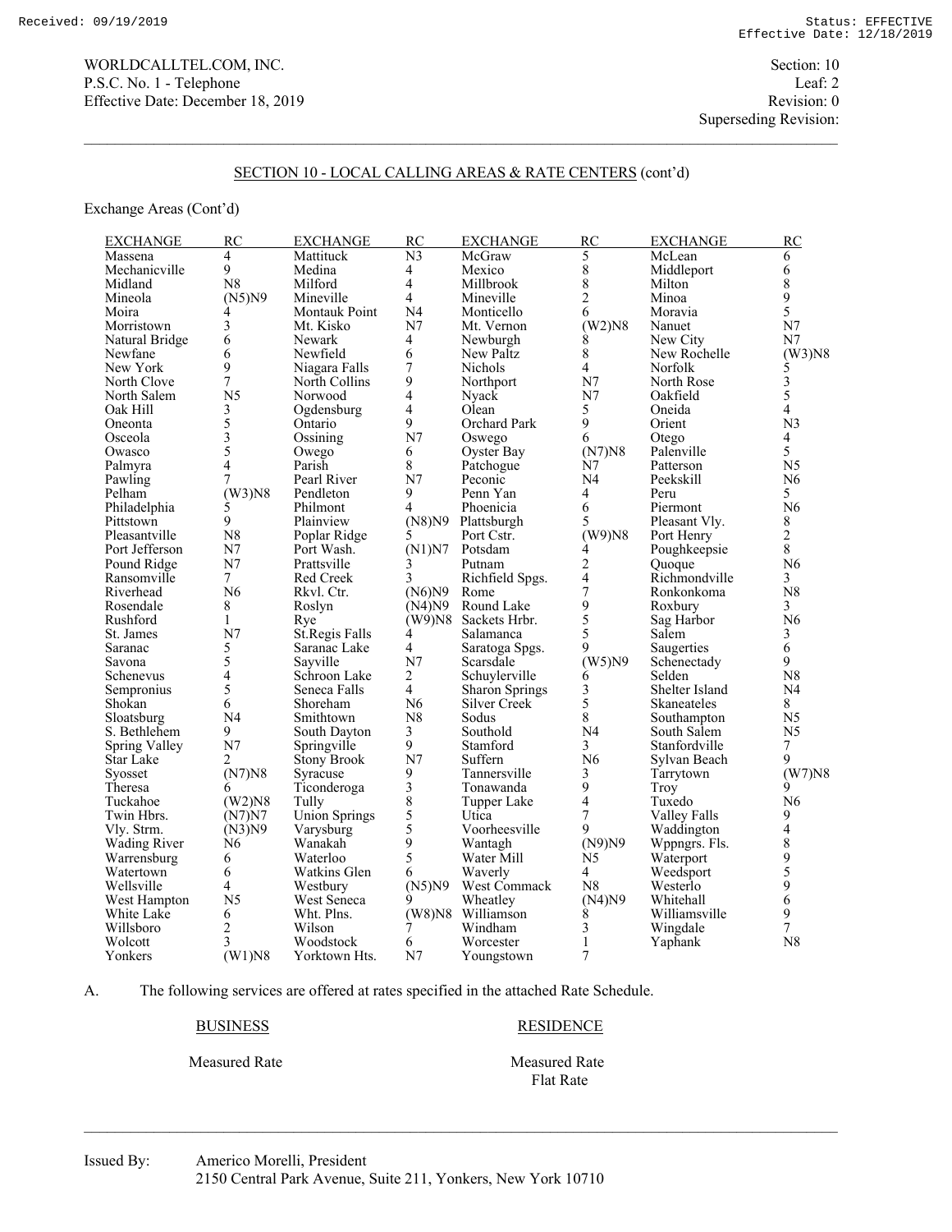WORLDCALLTEL.COM, INC.
P.S.C. No. 1 - Telephone
Effective Date: December 18, 2019

Section: 10
Leaf: 2
Revision: 0
Superseding Revision:

## SECTION 10 - LOCAL CALLING AREAS & RATE CENTERS (cont'd)

Exchange Areas (Cont'd)

| EXCHANGE | RC | EXCHANGE | RC | EXCHANGE | RC | EXCHANGE | RC |
|---|---|---|---|---|---|---|---|
| Massena | 4 | Mattituck | N3 | McGraw | 5 | McLean | 6 |
| Mechanicville | 9 | Medina | 4 | Mexico | 8 | Middleport | 6 |
| Midland | N8 | Milford | 4 | Millbrook | 8 | Milton | 8 |
| Mineola | (N5)N9 | Mineville | 4 | Mineville | 2 | Minoa | 9 |
| Moira | 4 | Montauk Point | N4 | Monticello | 6 | Moravia | 5 |
| Morristown | 3 | Mt. Kisko | N7 | Mt. Vernon | (W2)N8 | Nanuet | N7 |
| Natural Bridge | 6 | Newark | 4 | Newburgh | 8 | New City | N7 |
| Newfane | 6 | Newfield | 6 | New Paltz | 8 | New Rochelle | (W3)N8 |
| New York | 9 | Niagara Falls | 7 | Nichols | 4 | Norfolk | 5 |
| North Clove | 7 | North Collins | 9 | Northport | N7 | North Rose | 3 |
| North Salem | N5 | Norwood | 4 | Nyack | N7 | Oakfield | 5 |
| Oak Hill | 3 | Ogdensburg | 4 | Olean | 5 | Oneida | 4 |
| Oneonta | 5 | Ontario | 9 | Orchard Park | 9 | Orient | N3 |
| Osceola | 3 | Ossining | N7 | Oswego | 6 | Otego | 4 |
| Owasco | 5 | Owego | 6 | Oyster Bay | (N7)N8 | Palenville | 5 |
| Palmyra | 4 | Parish | 8 | Patchogue | N7 | Patterson | N5 |
| Pawling | 7 | Pearl River | N7 | Peconic | N4 | Peekskill | N6 |
| Pelham | (W3)N8 | Pendleton | 9 | Penn Yan | 4 | Peru | 5 |
| Philadelphia | 5 | Philmont | 4 | Phoenicia | 6 | Piermont | N6 |
| Pittstown | 9 | Plainview | (N8)N9 | Plattsburgh | 5 | Pleasant Vly. | 8 |
| Pleasantville | N8 | Poplar Ridge | 5 | Port Cstr. | (W9)N8 | Port Henry | 2 |
| Port Jefferson | N7 | Port Wash. | (N1)N7 | Potsdam | 4 | Poughkeepsie | 8 |
| Pound Ridge | N7 | Prattsville | 3 | Putnam | 2 | Quoque | N6 |
| Ransomville | 7 | Red Creek | 3 | Richfield Spgs. | 4 | Richmondville | 3 |
| Riverhead | N6 | Rkvl. Ctr. | (N6)N9 | Rome | 7 | Ronkonkoma | N8 |
| Rosendale | 8 | Roslyn | (N4)N9 | Round Lake | 9 | Roxbury | 3 |
| Rushford | 1 | Rye | (W9)N8 | Sackets Hrbr. | 5 | Sag Harbor | N6 |
| St. James | N7 | St.Regis Falls | 4 | Salamanca | 5 | Salem | 3 |
| Saranac | 5 | Saranac Lake | 4 | Saratoga Spgs. | 9 | Saugerties | 6 |
| Savona | 5 | Sayville | N7 | Scarsdale | (W5)N9 | Schenectady | 9 |
| Schenevus | 4 | Schroon Lake | 2 | Schuylerville | 6 | Selden | N8 |
| Sempronius | 5 | Seneca Falls | 4 | Sharon Springs | 3 | Shelter Island | N4 |
| Shokan | 6 | Shoreham | N6 | Silver Creek | 5 | Skaneateles | 8 |
| Sloatsburg | N4 | Smithtown | N8 | Sodus | 8 | Southampton | N5 |
| S. Bethlehem | 9 | South Dayton | 3 | Southold | N4 | South Salem | N5 |
| Spring Valley | N7 | Springville | 9 | Stamford | 3 | Stanfordville | 7 |
| Star Lake | 2 | Stony Brook | N7 | Suffern | N6 | Sylvan Beach | 9 |
| Syosset | (N7)N8 | Syracuse | 9 | Tannersville | 3 | Tarrytown | (W7)N8 |
| Theresa | 6 | Ticonderoga | 3 | Tonawanda | 9 | Troy | 9 |
| Tuckahoe | (W2)N8 | Tully | 8 | Tupper Lake | 4 | Tuxedo | N6 |
| Twin Hbrs. | (N7)N7 | Union Springs | 5 | Utica | 7 | Valley Falls | 9 |
| Vly. Strm. | (N3)N9 | Varysburg | 5 | Voorheesville | 9 | Waddington | 4 |
| Wading River | N6 | Wanakah | 9 | Wantagh | (N9)N9 | Wppngrs. Fls. | 8 |
| Warrensburg | 6 | Waterloo | 5 | Water Mill | N5 | Waterport | 9 |
| Watertown | 6 | Watkins Glen | 6 | Waverly | 4 | Weedsport | 5 |
| Wellsville | 4 | Westbury | (N5)N9 | West Commack | N8 | Westerlo | 9 |
| West Hampton | N5 | West Seneca | 9 | Wheatley | (N4)N9 | Whitehall | 6 |
| White Lake | 6 | Wht. Plns. | (W8)N8 | Williamson | 8 | Williamsville | 9 |
| Willsboro | 2 | Wilson | 7 | Windham | 3 | Wingdale | 7 |
| Wolcott | 3 | Woodstock | 6 | Worcester | 1 | Yaphank | N8 |
| Yonkers | (W1)N8 | Yorktown Hts. | N7 | Youngstown | 7 | | |

A. The following services are offered at rates specified in the attached Rate Schedule.

| BUSINESS | RESIDENCE |
|---|---|
| Measured Rate | Measured Rate |
| | Flat Rate |

Issued By: Americo Morelli, President
2150 Central Park Avenue, Suite 211, Yonkers, New York 10710